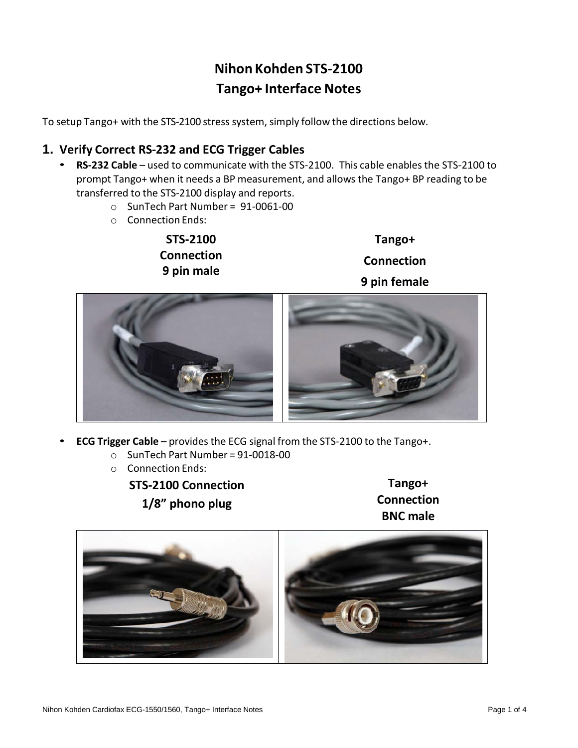# Nihon Kohden STS-2100
# Tango+ Interface Notes

To setup Tango+ with the STS-2100 stress system, simply follow the directions below.

## 1. Verify Correct RS-232 and ECG Trigger Cables

- **RS-232 Cable** – used to communicate with the STS-2100. This cable enables the STS-2100 to prompt Tango+ when it needs a BP measurement, and allows the Tango+ BP reading to be transferred to the STS-2100 display and reports.
  - SunTech Part Number = 91-0061-00
  - Connection Ends:

| STS-2100 Connection 9 pin male | Tango+ Connection 9 pin female |
| --- | --- |

- **ECG Trigger Cable** – provides the ECG signal from the STS-2100 to the Tango+.
  - SunTech Part Number = 91-0018-00
  - Connection Ends:

| STS-2100 Connection 1/8" phono plug | Tango+ Connection BNC male |
| --- | --- |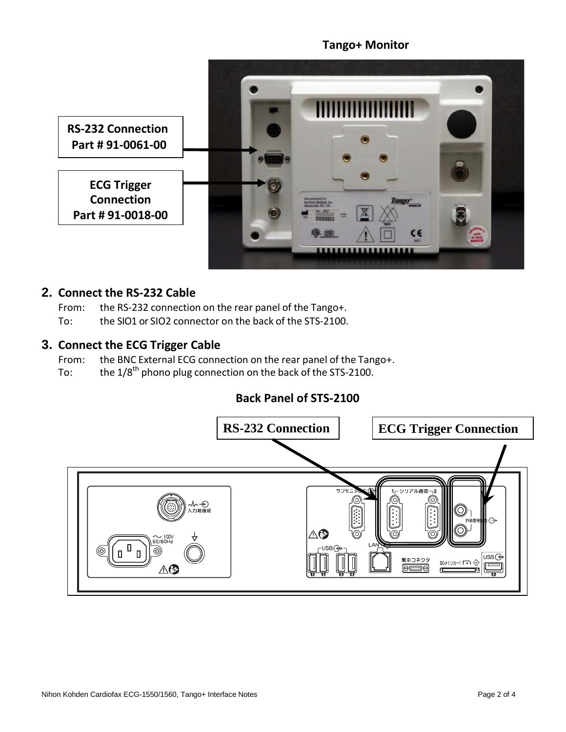**Tango+ Monitor**

RS-232 Connection
Part # 91-0061-00

ECG Trigger Connection
Part # 91-0018-00

**2. Connect the RS-232 Cable**

From: the RS-232 connection on the rear panel of the Tango+.
To: the SIO1 or SIO2 connector on the back of the STS-2100.

**3. Connect the ECG Trigger Cable**

From: the BNC External ECG connection on the rear panel of the Tango+.
To: the 1/8th phono plug connection on the back of the STS-2100.

**Back Panel of STS-2100**

RS-232 Connection

ECG Trigger Connection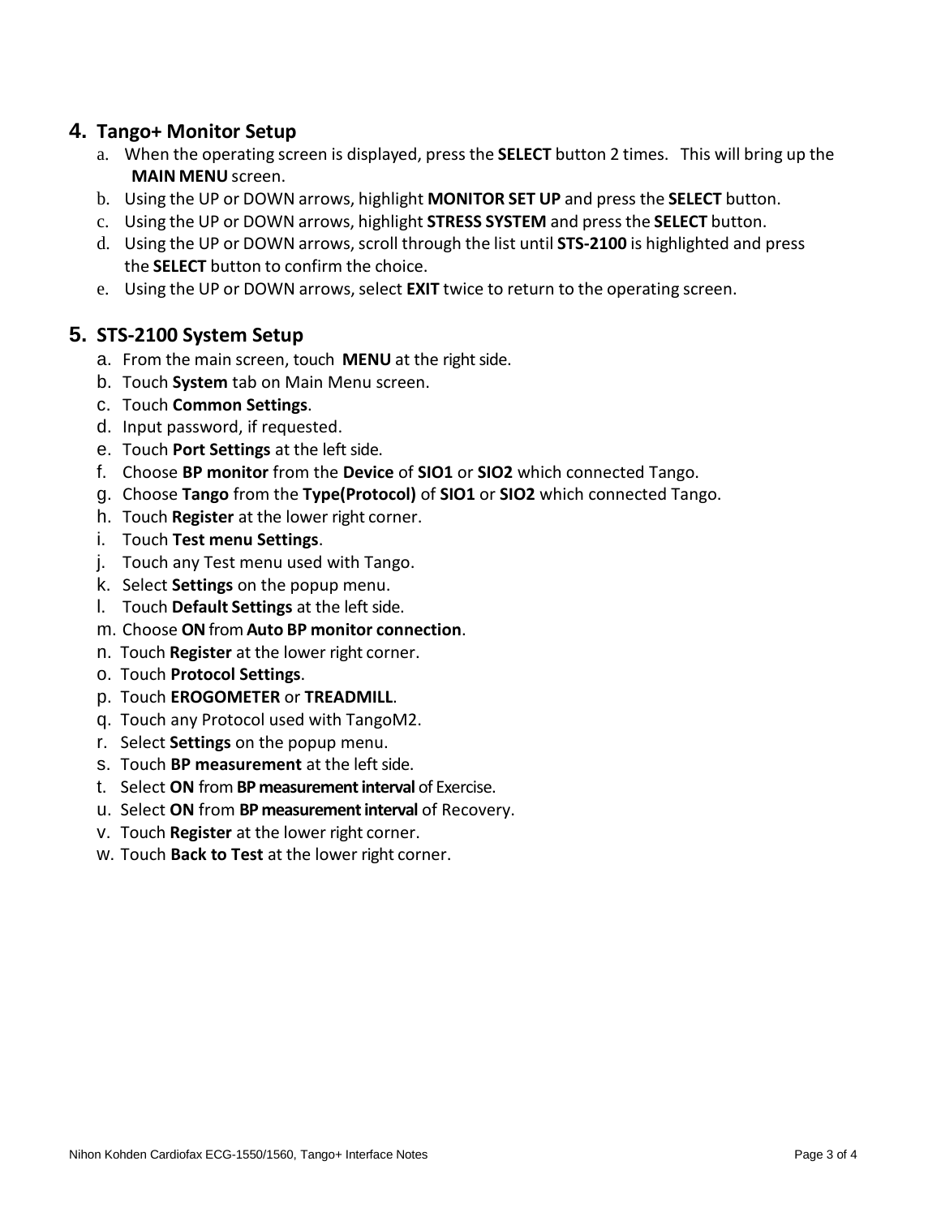## 4. Tango+ Monitor Setup

a. When the operating screen is displayed, press the **SELECT** button 2 times. This will bring up the **MAIN MENU** screen.
b. Using the UP or DOWN arrows, highlight **MONITOR SET UP** and press the **SELECT** button.
c. Using the UP or DOWN arrows, highlight **STRESS SYSTEM** and press the **SELECT** button.
d. Using the UP or DOWN arrows, scroll through the list until **STS-2100** is highlighted and press the **SELECT** button to confirm the choice.
e. Using the UP or DOWN arrows, select **EXIT** twice to return to the operating screen.

## 5. STS-2100 System Setup

a. From the main screen, touch **MENU** at the right side.
b. Touch **System** tab on Main Menu screen.
c. Touch **Common Settings**.
d. Input password, if requested.
e. Touch **Port Settings** at the left side.
f. Choose **BP monitor** from the **Device** of **SIO1** or **SIO2** which connected Tango.
g. Choose **Tango** from the **Type(Protocol)** of **SIO1** or **SIO2** which connected Tango.
h. Touch **Register** at the lower right corner.
i. Touch **Test menu Settings**.
j. Touch any Test menu used with Tango.
k. Select **Settings** on the popup menu.
l. Touch **Default Settings** at the left side.
m. Choose **ON** from **Auto BP monitor connection**.
n. Touch **Register** at the lower right corner.
o. Touch **Protocol Settings**.
p. Touch **EROGOMETER** or **TREADMILL**.
q. Touch any Protocol used with TangoM2.
r. Select **Settings** on the popup menu.
s. Touch **BP measurement** at the left side.
t. Select **ON** from **BP measurement interval** of Exercise.
u. Select **ON** from **BP measurement interval** of Recovery.
v. Touch **Register** at the lower right corner.
w. Touch **Back to Test** at the lower right corner.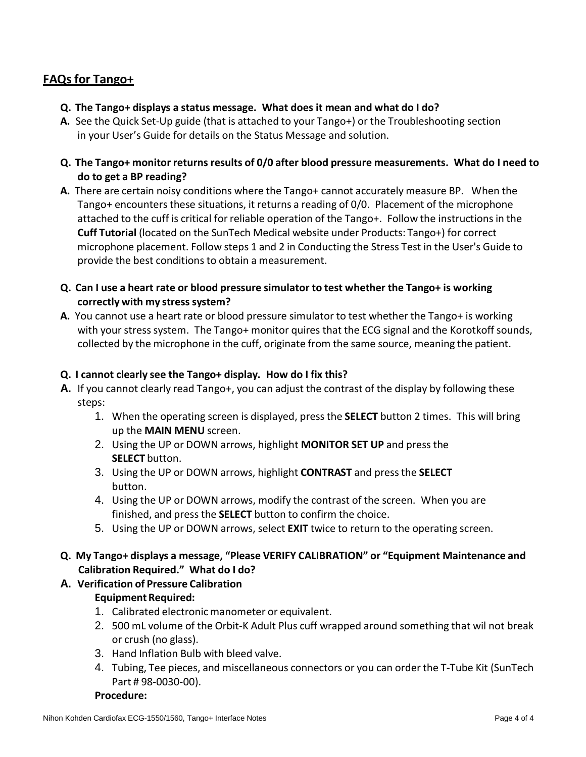## FAQs for Tango+

**Q. The Tango+ displays a status message. What does it mean and what do I do?**

**A.** See the Quick Set-Up guide (that is attached to your Tango+) or the Troubleshooting section in your User's Guide for details on the Status Message and solution.

**Q. The Tango+ monitor returns results of 0/0 after blood pressure measurements. What do I need to do to get a BP reading?**

**A.** There are certain noisy conditions where the Tango+ cannot accurately measure BP. When the Tango+ encounters these situations, it returns a reading of 0/0. Placement of the microphone attached to the cuff is critical for reliable operation of the Tango+. Follow the instructions in the **Cuff Tutorial** (located on the SunTech Medical website under Products: Tango+) for correct microphone placement. Follow steps 1 and 2 in Conducting the Stress Test in the User's Guide to provide the best conditions to obtain a measurement.

**Q. Can I use a heart rate or blood pressure simulator to test whether the Tango+ is working correctly with my stress system?**

**A.** You cannot use a heart rate or blood pressure simulator to test whether the Tango+ is working with your stress system. The Tango+ monitor quires that the ECG signal and the Korotkoff sounds, collected by the microphone in the cuff, originate from the same source, meaning the patient.

**Q. I cannot clearly see the Tango+ display. How do I fix this?**

**A.** If you cannot clearly read Tango+, you can adjust the contrast of the display by following these steps:

1. When the operating screen is displayed, press the **SELECT** button 2 times. This will bring up the **MAIN MENU** screen.
2. Using the UP or DOWN arrows, highlight **MONITOR SET UP** and press the **SELECT** button.
3. Using the UP or DOWN arrows, highlight **CONTRAST** and press the **SELECT** button.
4. Using the UP or DOWN arrows, modify the contrast of the screen. When you are finished, and press the **SELECT** button to confirm the choice.
5. Using the UP or DOWN arrows, select **EXIT** twice to return to the operating screen.

**Q. My Tango+ displays a message, "Please VERIFY CALIBRATION" or "Equipment Maintenance and Calibration Required." What do I do?**

**A. Verification of Pressure Calibration**

**Equipment Required:**

1. Calibrated electronic manometer or equivalent.
2. 500 mL volume of the Orbit-K Adult Plus cuff wrapped around something that wil not break or crush (no glass).
3. Hand Inflation Bulb with bleed valve.
4. Tubing, Tee pieces, and miscellaneous connectors or you can order the T-Tube Kit (SunTech Part # 98-0030-00).

**Procedure:**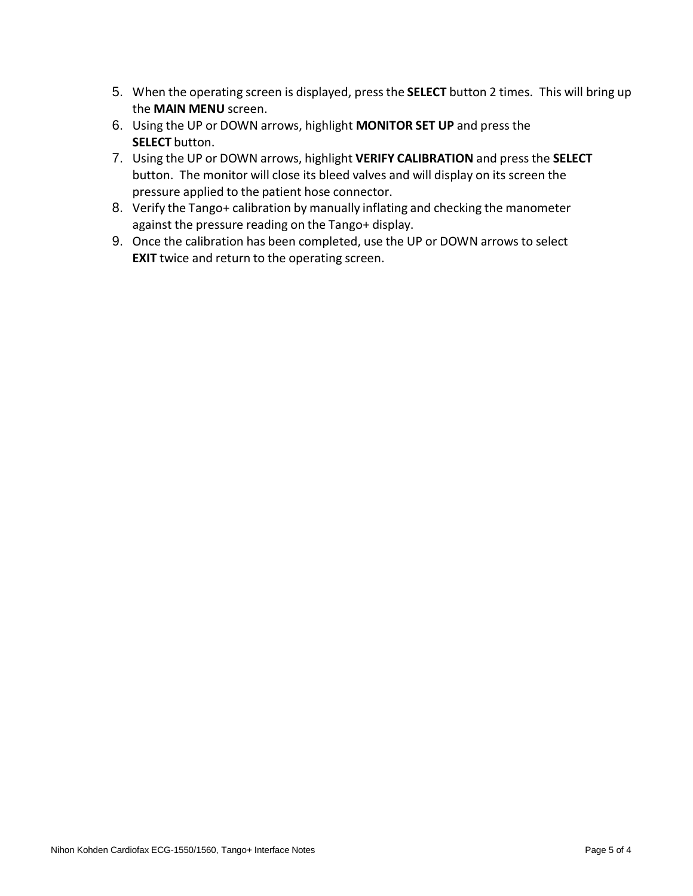5. When the operating screen is displayed, press the **SELECT** button 2 times. This will bring up the **MAIN MENU** screen.
6. Using the UP or DOWN arrows, highlight **MONITOR SET UP** and press the **SELECT** button.
7. Using the UP or DOWN arrows, highlight **VERIFY CALIBRATION** and press the **SELECT** button. The monitor will close its bleed valves and will display on its screen the pressure applied to the patient hose connector.
8. Verify the Tango+ calibration by manually inflating and checking the manometer against the pressure reading on the Tango+ display.
9. Once the calibration has been completed, use the UP or DOWN arrows to select **EXIT** twice and return to the operating screen.